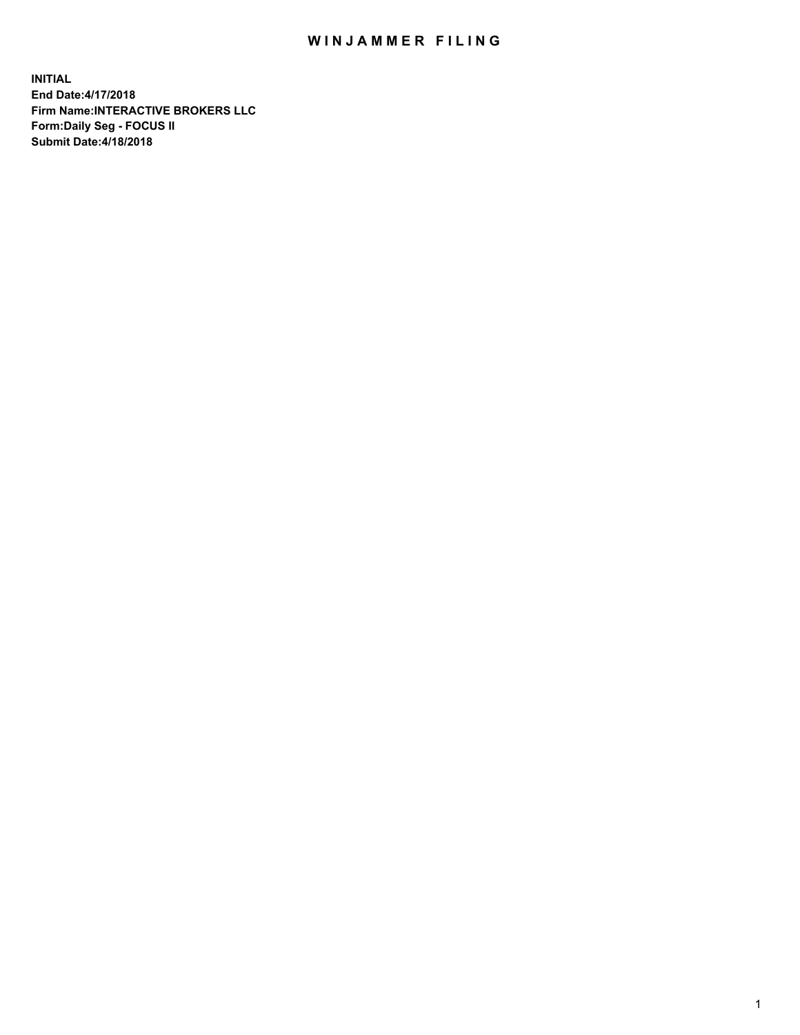# WINJAMMER FILING

**INITIAL**
**End Date:4/17/2018**
**Firm Name:INTERACTIVE BROKERS LLC**
**Form:Daily Seg - FOCUS II**
**Submit Date:4/18/2018**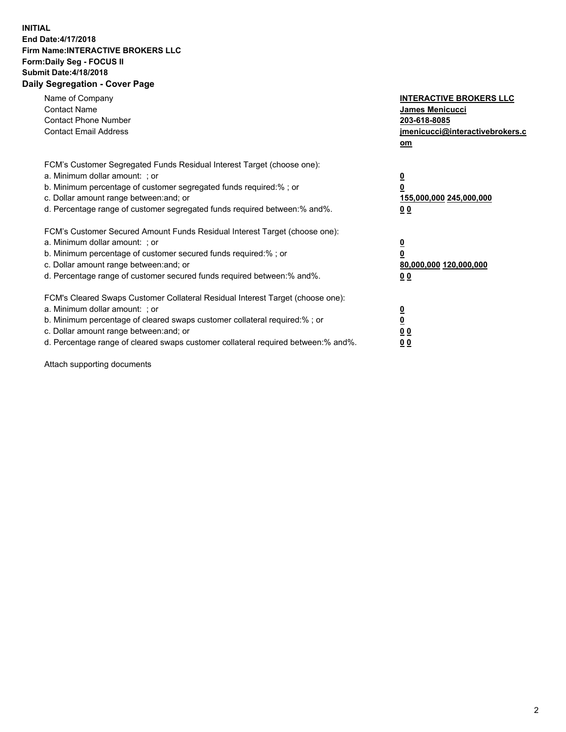**INITIAL**
**End Date:4/17/2018**
**Firm Name:INTERACTIVE BROKERS LLC**
**Form:Daily Seg - FOCUS II**
**Submit Date:4/18/2018**
**Daily Segregation - Cover Page**

| | |
|---|---|
| Name of Company | **INTERACTIVE BROKERS LLC** |
| Contact Name | **James Menicucci** |
| Contact Phone Number | **203-618-8085** |
| Contact Email Address | **jmenicucci@interactivebrokers.com** |

FCM's Customer Segregated Funds Residual Interest Target (choose one):

| | |
|---|---|
| a. Minimum dollar amount: ; or | **0** |
| b. Minimum percentage of customer segregated funds required:% ; or | **0** |
| c. Dollar amount range between:and; or | **155,000,000 245,000,000** |
| d. Percentage range of customer segregated funds required between:% and%. | **0 0** |

FCM's Customer Secured Amount Funds Residual Interest Target (choose one):

| | |
|---|---|
| a. Minimum dollar amount: ; or | **0** |
| b. Minimum percentage of customer secured funds required:% ; or | **0** |
| c. Dollar amount range between:and; or | **80,000,000 120,000,000** |
| d. Percentage range of customer secured funds required between:% and%. | **0 0** |

FCM's Cleared Swaps Customer Collateral Residual Interest Target (choose one):

| | |
|---|---|
| a. Minimum dollar amount: ; or | **0** |
| b. Minimum percentage of cleared swaps customer collateral required:% ; or | **0** |
| c. Dollar amount range between:and; or | **0 0** |
| d. Percentage range of cleared swaps customer collateral required between:% and%. | **0 0** |

Attach supporting documents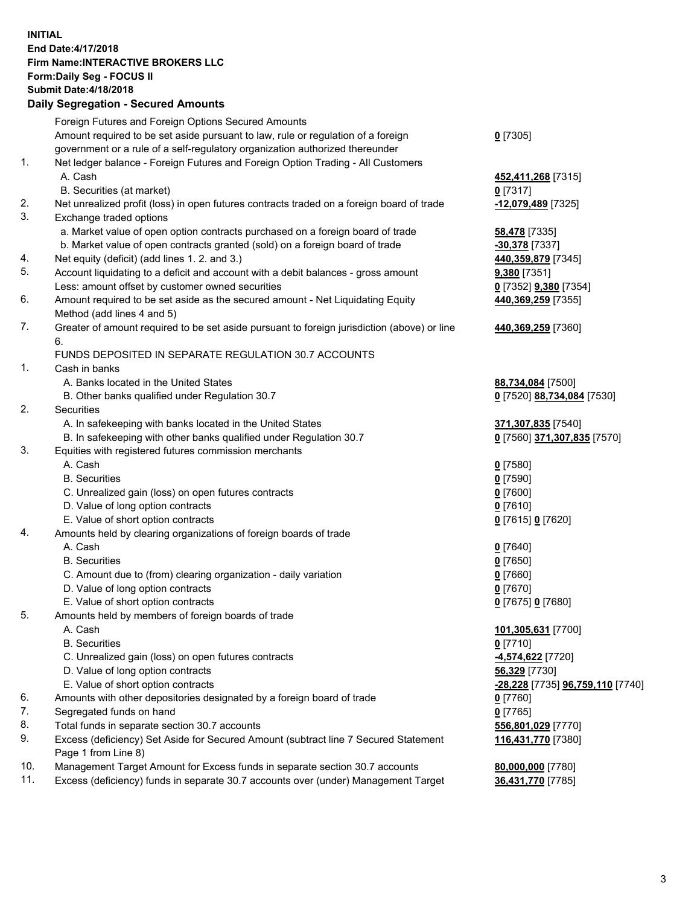**INITIAL**
**End Date:4/17/2018**
**Firm Name:INTERACTIVE BROKERS LLC**
**Form:Daily Seg - FOCUS II**
**Submit Date:4/18/2018**

**Daily Segregation - Secured Amounts**

| | | |
|---|---|---|
| | Foreign Futures and Foreign Options Secured Amounts | |
| | Amount required to be set aside pursuant to law, rule or regulation of a foreign government or a rule of a self-regulatory organization authorized thereunder | 0 [7305] |
| 1. | Net ledger balance - Foreign Futures and Foreign Option Trading - All Customers | |
| | A. Cash | 452,411,268 [7315] |
| | B. Securities (at market) | 0 [7317] |
| 2. | Net unrealized profit (loss) in open futures contracts traded on a foreign board of trade | -12,079,489 [7325] |
| 3. | Exchange traded options | |
| | a. Market value of open option contracts purchased on a foreign board of trade | 58,478 [7335] |
| | b. Market value of open contracts granted (sold) on a foreign board of trade | -30,378 [7337] |
| 4. | Net equity (deficit) (add lines 1. 2. and 3.) | 440,359,879 [7345] |
| 5. | Account liquidating to a deficit and account with a debit balances - gross amount | 9,380 [7351] |
| | Less: amount offset by customer owned securities | 0 [7352] 9,380 [7354] |
| 6. | Amount required to be set aside as the secured amount - Net Liquidating Equity Method (add lines 4 and 5) | 440,369,259 [7355] |
| 7. | Greater of amount required to be set aside pursuant to foreign jurisdiction (above) or line 6. | 440,369,259 [7360] |
| | FUNDS DEPOSITED IN SEPARATE REGULATION 30.7 ACCOUNTS | |
| 1. | Cash in banks | |
| | A. Banks located in the United States | 88,734,084 [7500] |
| | B. Other banks qualified under Regulation 30.7 | 0 [7520] 88,734,084 [7530] |
| 2. | Securities | |
| | A. In safekeeping with banks located in the United States | 371,307,835 [7540] |
| | B. In safekeeping with other banks qualified under Regulation 30.7 | 0 [7560] 371,307,835 [7570] |
| 3. | Equities with registered futures commission merchants | |
| | A. Cash | 0 [7580] |
| | B. Securities | 0 [7590] |
| | C. Unrealized gain (loss) on open futures contracts | 0 [7600] |
| | D. Value of long option contracts | 0 [7610] |
| | E. Value of short option contracts | 0 [7615] 0 [7620] |
| 4. | Amounts held by clearing organizations of foreign boards of trade | |
| | A. Cash | 0 [7640] |
| | B. Securities | 0 [7650] |
| | C. Amount due to (from) clearing organization - daily variation | 0 [7660] |
| | D. Value of long option contracts | 0 [7670] |
| | E. Value of short option contracts | 0 [7675] 0 [7680] |
| 5. | Amounts held by members of foreign boards of trade | |
| | A. Cash | 101,305,631 [7700] |
| | B. Securities | 0 [7710] |
| | C. Unrealized gain (loss) on open futures contracts | -4,574,622 [7720] |
| | D. Value of long option contracts | 56,329 [7730] |
| | E. Value of short option contracts | -28,228 [7735] 96,759,110 [7740] |
| 6. | Amounts with other depositories designated by a foreign board of trade | 0 [7760] |
| 7. | Segregated funds on hand | 0 [7765] |
| 8. | Total funds in separate section 30.7 accounts | 556,801,029 [7770] |
| 9. | Excess (deficiency) Set Aside for Secured Amount (subtract line 7 Secured Statement Page 1 from Line 8) | 116,431,770 [7380] |
| 10. | Management Target Amount for Excess funds in separate section 30.7 accounts | 80,000,000 [7780] |
| 11. | Excess (deficiency) funds in separate 30.7 accounts over (under) Management Target | 36,431,770 [7785] |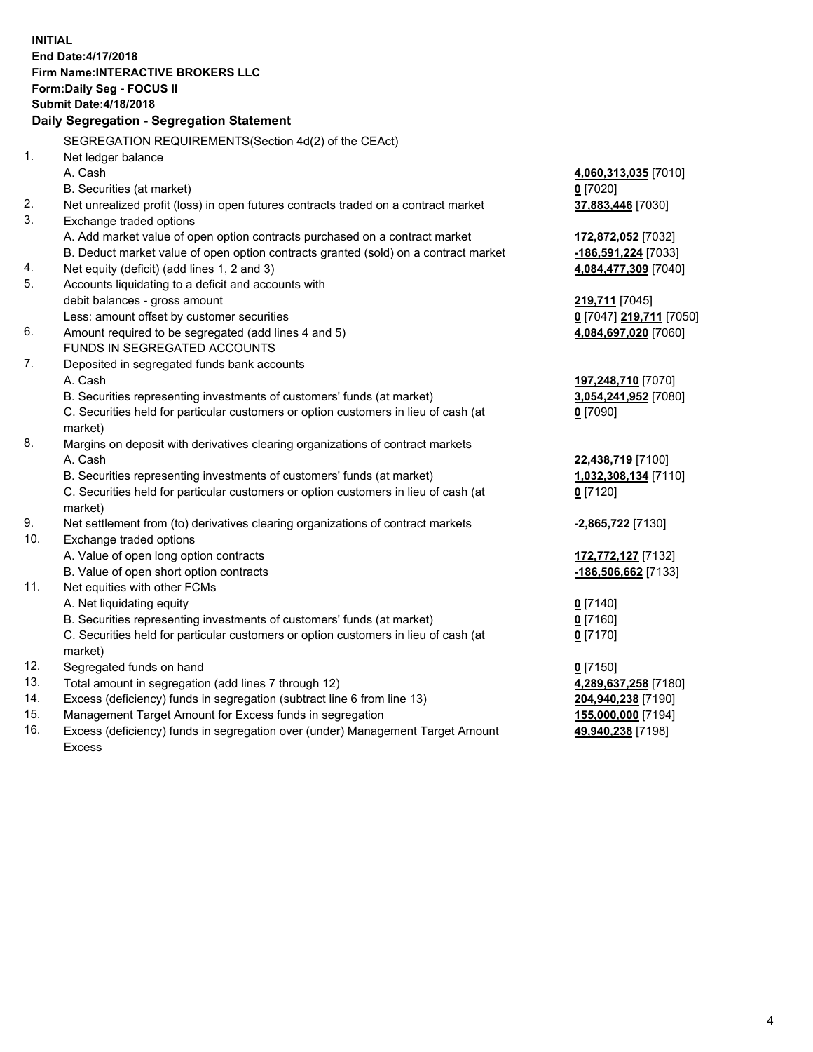**INITIAL**
**End Date:4/17/2018**
**Firm Name:INTERACTIVE BROKERS LLC**
**Form:Daily Seg - FOCUS II**
**Submit Date:4/18/2018**

**Daily Segregation - Segregation Statement**

SEGREGATION REQUIREMENTS(Section 4d(2) of the CEAct)

| | | |
|---|---|---|
| 1. | Net ledger balance | |
| | A. Cash | **4,060,313,035** [7010] |
| | B. Securities (at market) | **0** [7020] |
| 2. | Net unrealized profit (loss) in open futures contracts traded on a contract market | **37,883,446** [7030] |
| 3. | Exchange traded options | |
| | A. Add market value of open option contracts purchased on a contract market | **172,872,052** [7032] |
| | B. Deduct market value of open option contracts granted (sold) on a contract market | **-186,591,224** [7033] |
| 4. | Net equity (deficit) (add lines 1, 2 and 3) | **4,084,477,309** [7040] |
| 5. | Accounts liquidating to a deficit and accounts with debit balances - gross amount | **219,711** [7045] |
| | Less: amount offset by customer securities | **0** [7047] **219,711** [7050] |
| 6. | Amount required to be segregated (add lines 4 and 5) | **4,084,697,020** [7060] |
| | FUNDS IN SEGREGATED ACCOUNTS | |
| 7. | Deposited in segregated funds bank accounts | |
| | A. Cash | **197,248,710** [7070] |
| | B. Securities representing investments of customers' funds (at market) | **3,054,241,952** [7080] |
| | C. Securities held for particular customers or option customers in lieu of cash (at market) | **0** [7090] |
| 8. | Margins on deposit with derivatives clearing organizations of contract markets | |
| | A. Cash | **22,438,719** [7100] |
| | B. Securities representing investments of customers' funds (at market) | **1,032,308,134** [7110] |
| | C. Securities held for particular customers or option customers in lieu of cash (at market) | **0** [7120] |
| 9. | Net settlement from (to) derivatives clearing organizations of contract markets | **-2,865,722** [7130] |
| 10. | Exchange traded options | |
| | A. Value of open long option contracts | **172,772,127** [7132] |
| | B. Value of open short option contracts | **-186,506,662** [7133] |
| 11. | Net equities with other FCMs | |
| | A. Net liquidating equity | **0** [7140] |
| | B. Securities representing investments of customers' funds (at market) | **0** [7160] |
| | C. Securities held for particular customers or option customers in lieu of cash (at market) | **0** [7170] |
| 12. | Segregated funds on hand | **0** [7150] |
| 13. | Total amount in segregation (add lines 7 through 12) | **4,289,637,258** [7180] |
| 14. | Excess (deficiency) funds in segregation (subtract line 6 from line 13) | **204,940,238** [7190] |
| 15. | Management Target Amount for Excess funds in segregation | **155,000,000** [7194] |
| 16. | Excess (deficiency) funds in segregation over (under) Management Target Amount Excess | **49,940,238** [7198] |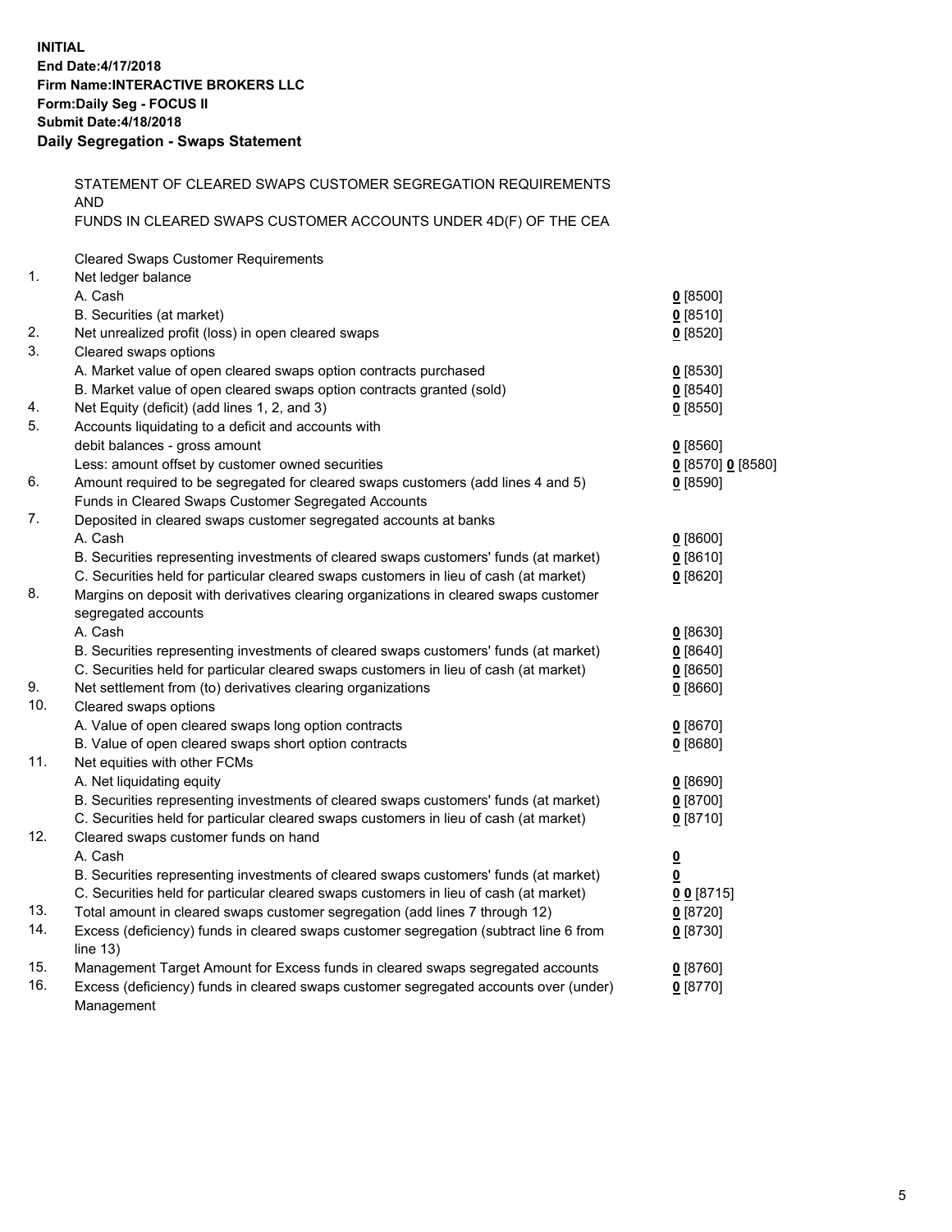**INITIAL**
**End Date:4/17/2018**
**Firm Name:INTERACTIVE BROKERS LLC**
**Form:Daily Seg - FOCUS II**
**Submit Date:4/18/2018**
**Daily Segregation - Swaps Statement**

STATEMENT OF CLEARED SWAPS CUSTOMER SEGREGATION REQUIREMENTS AND FUNDS IN CLEARED SWAPS CUSTOMER ACCOUNTS UNDER 4D(F) OF THE CEA

| | | |
|---|---|---|
| | Cleared Swaps Customer Requirements | |
| 1. | Net ledger balance | |
| | A. Cash | **0** [8500] |
| | B. Securities (at market) | **0** [8510] |
| 2. | Net unrealized profit (loss) in open cleared swaps | **0** [8520] |
| 3. | Cleared swaps options | |
| | A. Market value of open cleared swaps option contracts purchased | **0** [8530] |
| | B. Market value of open cleared swaps option contracts granted (sold) | **0** [8540] |
| 4. | Net Equity (deficit) (add lines 1, 2, and 3) | **0** [8550] |
| 5. | Accounts liquidating to a deficit and accounts with | |
| | debit balances - gross amount | **0** [8560] |
| | Less: amount offset by customer owned securities | **0** [8570] **0** [8580] |
| 6. | Amount required to be segregated for cleared swaps customers (add lines 4 and 5) | **0** [8590] |
| | Funds in Cleared Swaps Customer Segregated Accounts | |
| 7. | Deposited in cleared swaps customer segregated accounts at banks | |
| | A. Cash | **0** [8600] |
| | B. Securities representing investments of cleared swaps customers' funds (at market) | **0** [8610] |
| | C. Securities held for particular cleared swaps customers in lieu of cash (at market) | **0** [8620] |
| 8. | Margins on deposit with derivatives clearing organizations in cleared swaps customer segregated accounts | |
| | A. Cash | **0** [8630] |
| | B. Securities representing investments of cleared swaps customers' funds (at market) | **0** [8640] |
| | C. Securities held for particular cleared swaps customers in lieu of cash (at market) | **0** [8650] |
| 9. | Net settlement from (to) derivatives clearing organizations | **0** [8660] |
| 10. | Cleared swaps options | |
| | A. Value of open cleared swaps long option contracts | **0** [8670] |
| | B. Value of open cleared swaps short option contracts | **0** [8680] |
| 11. | Net equities with other FCMs | |
| | A. Net liquidating equity | **0** [8690] |
| | B. Securities representing investments of cleared swaps customers' funds (at market) | **0** [8700] |
| | C. Securities held for particular cleared swaps customers in lieu of cash (at market) | **0** [8710] |
| 12. | Cleared swaps customer funds on hand | |
| | A. Cash | **0** |
| | B. Securities representing investments of cleared swaps customers' funds (at market) | **0** |
| | C. Securities held for particular cleared swaps customers in lieu of cash (at market) | **0** **0** [8715] |
| 13. | Total amount in cleared swaps customer segregation (add lines 7 through 12) | **0** [8720] |
| 14. | Excess (deficiency) funds in cleared swaps customer segregation (subtract line 6 from line 13) | **0** [8730] |
| 15. | Management Target Amount for Excess funds in cleared swaps segregated accounts | **0** [8760] |
| 16. | Excess (deficiency) funds in cleared swaps customer segregated accounts over (under) Management | **0** [8770] |